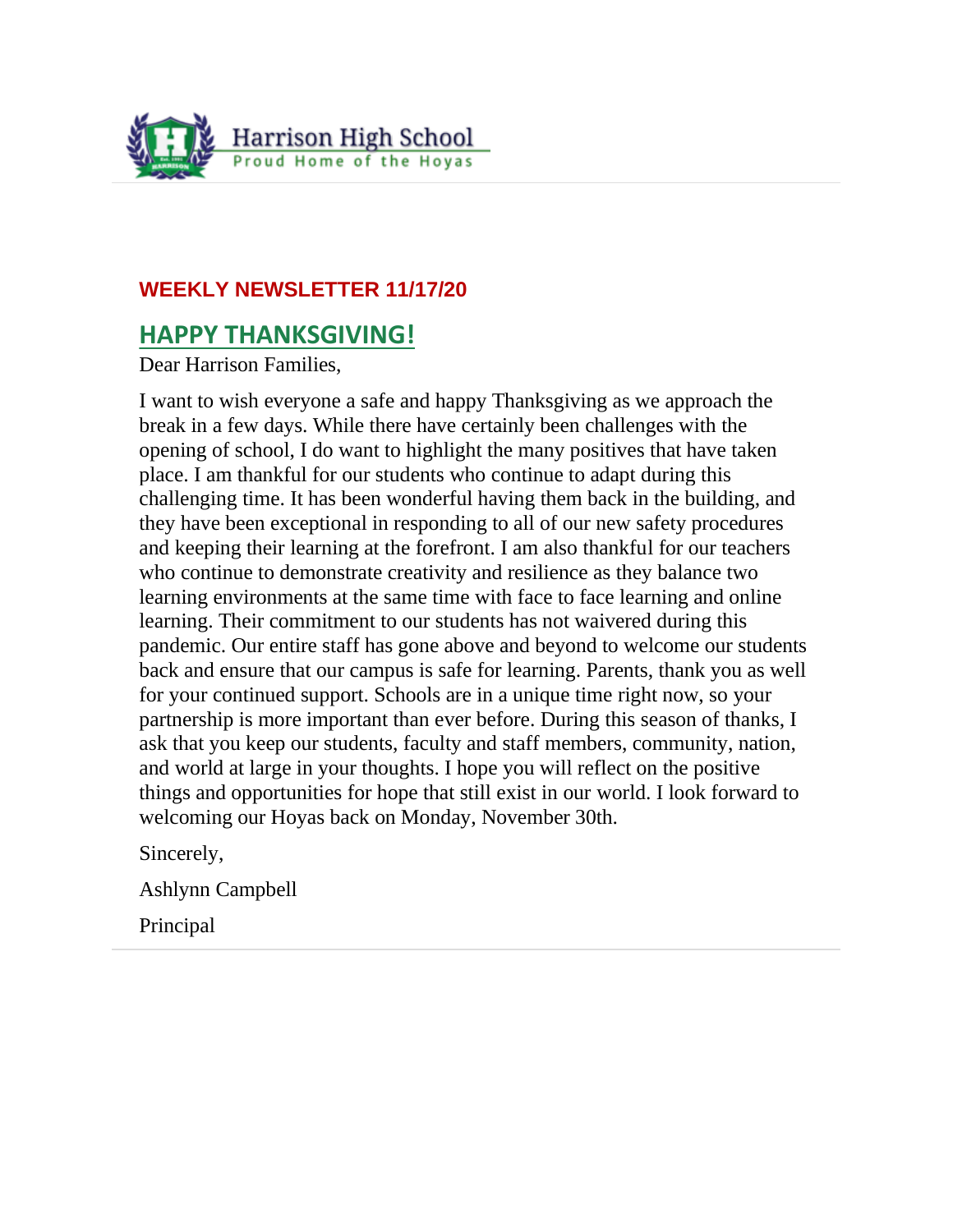Harrison High School

Proud Home of the Hoyas

## WEEKLY NEWSLETTER 11/17/20

## HAPPY THANKSGIVING!

Dear Harrison Families,

I want to wish everyone a safe and happy Thanksgiving as we approach the break in a few days. While there have certainly been challenges with the opening of school, I do want to highlight the many positives that have taken place. I am thankful for our students who continue to adapt during this challenging time. It has been wonderful having them back in the building, and they have been exceptional in responding to all of our new safety procedures and keeping their learning at the forefront. I am also thankful for our teachers who continue to demonstrate creativity and resilience as they balance two learning environments at the same time with face to face learning and online learning. Their commitment to our students has not waivered during this pandemic. Our entire staff has gone above and beyond to welcome our students back and ensure that our campus is safe for learning. Parents, thank you as well for your continued support. Schools are in a unique time right now, so your partnership is more important than ever before. During this season of thanks, I ask that you keep our students, faculty and staff members, community, nation, and world at large in your thoughts. I hope you will reflect on the positive things and opportunities for hope that still exist in our world. I look forward to welcoming our Hoyas back on Monday, November 30th.

Sincerely,

Ashlynn Campbell

Principal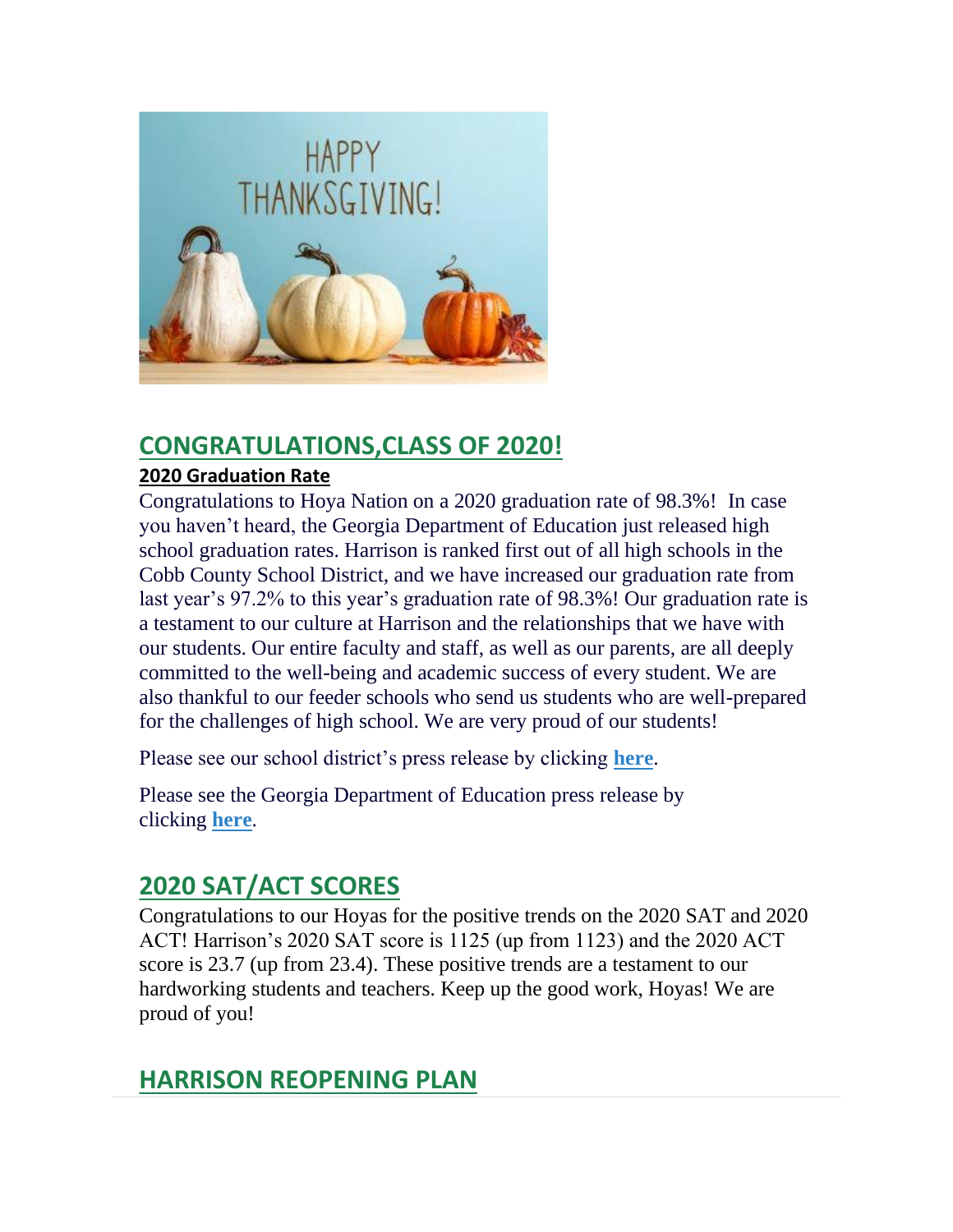## CONGRATULATIONS,CLASS OF 2020!

**2020 Graduation Rate**

Congratulations to Hoya Nation on a 2020 graduation rate of 98.3%! In case you haven't heard, the Georgia Department of Education just released high school graduation rates. Harrison is ranked first out of all high schools in the Cobb County School District, and we have increased our graduation rate from last year's 97.2% to this year's graduation rate of 98.3%! Our graduation rate is a testament to our culture at Harrison and the relationships that we have with our students. Our entire faculty and staff, as well as our parents, are all deeply committed to the well-being and academic success of every student. We are also thankful to our feeder schools who send us students who are well-prepared for the challenges of high school. We are very proud of our students!

Please see our school district's press release by clicking **here**.

Please see the Georgia Department of Education press release by clicking **here**.

## 2020 SAT/ACT SCORES

Congratulations to our Hoyas for the positive trends on the 2020 SAT and 2020 ACT! Harrison's 2020 SAT score is 1125 (up from 1123) and the 2020 ACT score is 23.7 (up from 23.4). These positive trends are a testament to our hardworking students and teachers. Keep up the good work, Hoyas! We are proud of you!

## HARRISON REOPENING PLAN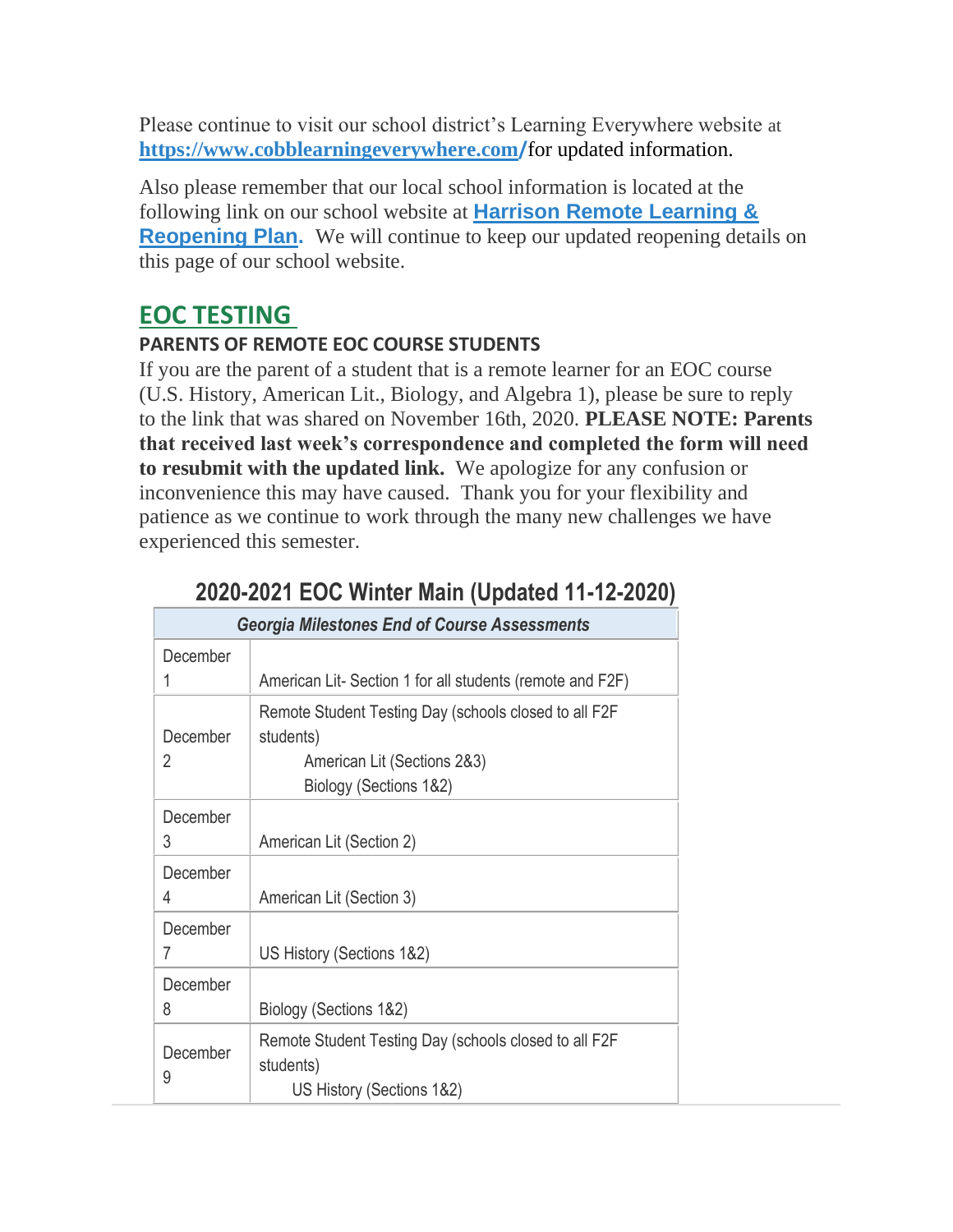Please continue to visit our school district's Learning Everywhere website at **https://www.cobblearningeverywhere.com/**for updated information.

Also please remember that our local school information is located at the following link on our school website at **Harrison Remote Learning & Reopening Plan.** We will continue to keep our updated reopening details on this page of our school website.

## EOC TESTING

### PARENTS OF REMOTE EOC COURSE STUDENTS

If you are the parent of a student that is a remote learner for an EOC course (U.S. History, American Lit., Biology, and Algebra 1), please be sure to reply to the link that was shared on November 16th, 2020. **PLEASE NOTE: Parents that received last week's correspondence and completed the form will need to resubmit with the updated link.** We apologize for any confusion or inconvenience this may have caused. Thank you for your flexibility and patience as we continue to work through the many new challenges we have experienced this semester.

### 2020-2021 EOC Winter Main (Updated 11-12-2020)

| *Georgia Milestones End of Course Assessments* | |
|---|---|
| December 1 | American Lit- Section 1 for all students (remote and F2F) |
| December 2 | Remote Student Testing Day (schools closed to all F2F students)<br>American Lit (Sections 2&3)<br>Biology (Sections 1&2) |
| December 3 | American Lit (Section 2) |
| December 4 | American Lit (Section 3) |
| December 7 | US History (Sections 1&2) |
| December 8 | Biology (Sections 1&2) |
| December 9 | Remote Student Testing Day (schools closed to all F2F students)<br>US History (Sections 1&2) |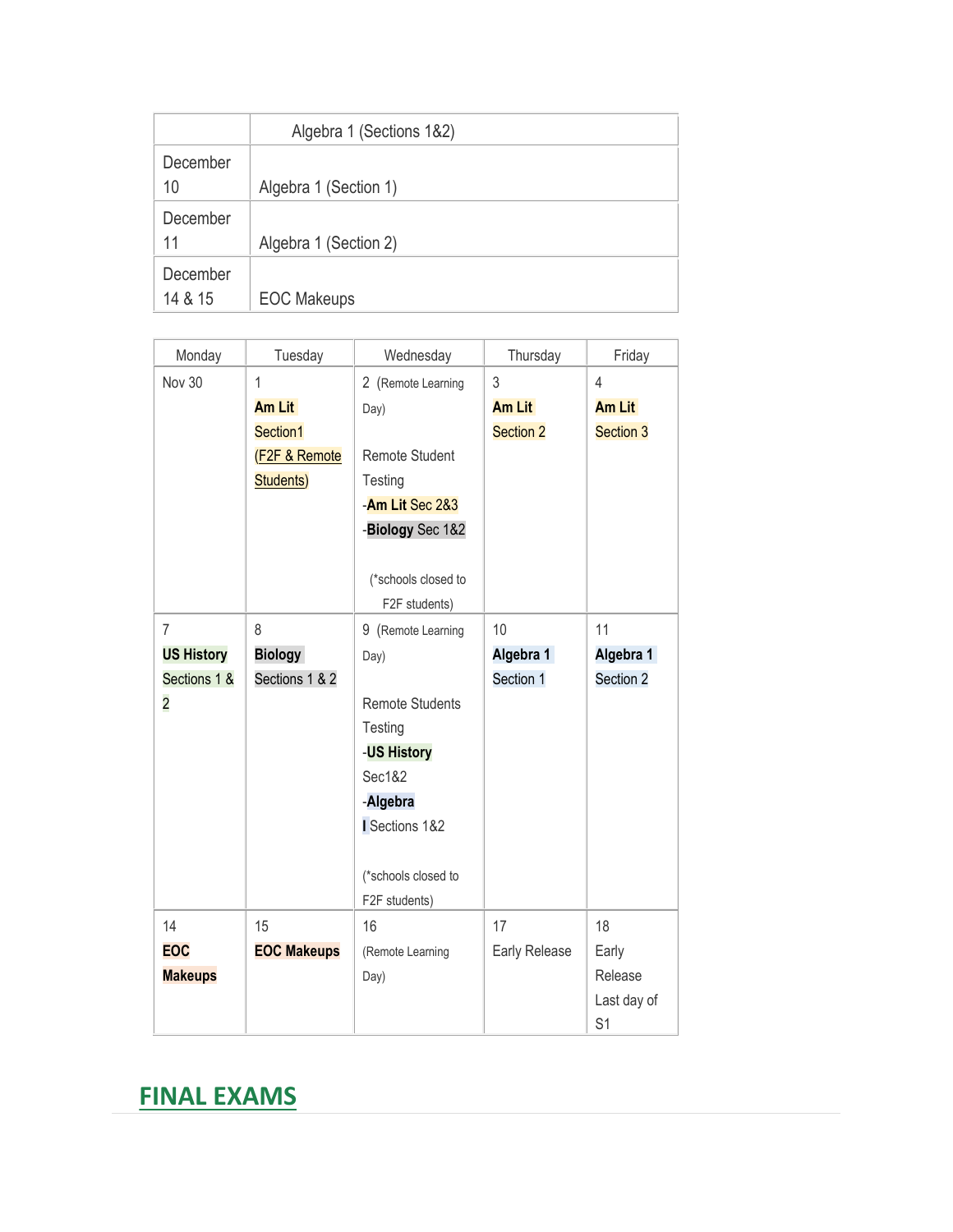| | Algebra 1 (Sections 1&2) |
|---|---|
| December 10 | Algebra 1 (Section 1) |
| December 11 | Algebra 1 (Section 2) |
| December 14 & 15 | EOC Makeups |

| Monday | Tuesday | Wednesday | Thursday | Friday |
|---|---|---|---|---|
| Nov 30 | 1 **Am Lit** Section1 (F2F & Remote Students) | 2 (Remote Learning Day) Remote Student Testing -**Am Lit** Sec 2&3 -**Biology** Sec 1&2 (*schools closed to F2F students) | 3 **Am Lit** Section 2 | 4 **Am Lit** Section 3 |
| 7 **US History** Sections 1 & 2 | 8 **Biology** Sections 1 & 2 | 9 (Remote Learning Day) Remote Students Testing -**US History** Sec1&2 -**Algebra I** Sections 1&2 (*schools closed to F2F students) | 10 **Algebra 1** Section 1 | 11 **Algebra 1** Section 2 |
| 14 **EOC Makeups** | 15 **EOC Makeups** | 16 (Remote Learning Day) | 17 Early Release | 18 Early Release Last day of S1 |

## FINAL EXAMS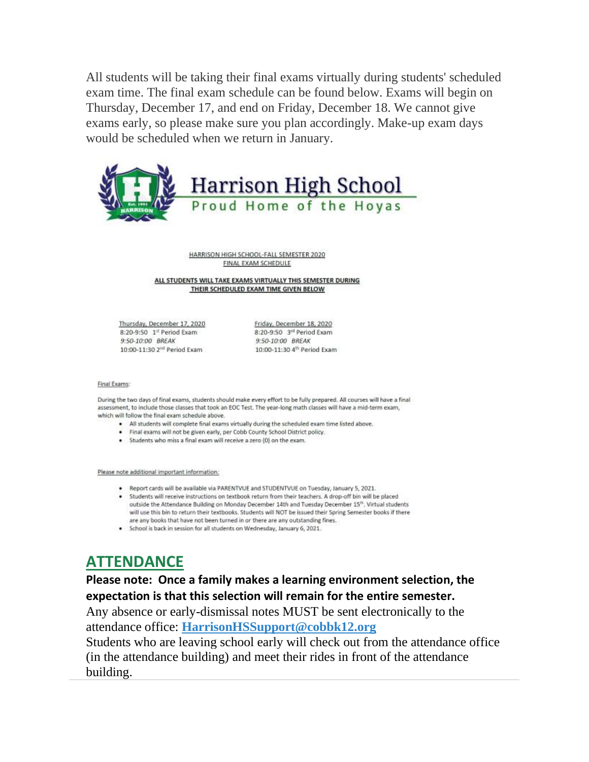All students will be taking their final exams virtually during students' scheduled exam time. The final exam schedule can be found below. Exams will begin on Thursday, December 17, and end on Friday, December 18. We cannot give exams early, so please make sure you plan accordingly. Make-up exam days would be scheduled when we return in January.

# Harrison High School

Proud Home of the Hoyas

HARRISON HIGH SCHOOL-FALL SEMESTER 2020
FINAL EXAM SCHEDULE

**ALL STUDENTS WILL TAKE EXAMS VIRTUALLY THIS SEMESTER DURING THEIR SCHEDULED EXAM TIME GIVEN BELOW**

| Thursday, December 17, 2020 | Friday, December 18, 2020 |
| --- | --- |
| 8:20-9:50 1st Period Exam | 8:20-9:50 3rd Period Exam |
| *9:50-10:00 BREAK* | *9:50-10:00 BREAK* |
| 10:00-11:30 2nd Period Exam | 10:00-11:30 4th Period Exam |

Final Exams:

During the two days of final exams, students should make every effort to be fully prepared. All courses will have a final assessment, to include those classes that took an EOC Test. The year-long math classes will have a mid-term exam, which will follow the final exam schedule above.

- All students will complete final exams virtually during the scheduled exam time listed above.
- Final exams will not be given early, per Cobb County School District policy.
- Students who miss a final exam will receive a zero (0) on the exam.

Please note additional important information:

- Report cards will be available via PARENTVUE and STUDENTVUE on Tuesday, January 5, 2021.
- Students will receive instructions on textbook return from their teachers. A drop-off bin will be placed outside the Attendance Building on Monday December 14th and Tuesday December 15th. Virtual students will use this bin to return their textbooks. Students will NOT be issued their Spring Semester books if there are any books that have not been turned in or there are any outstanding fines.
- School is back in session for all students on Wednesday, January 6, 2021.

## ATTENDANCE

**Please note: Once a family makes a learning environment selection, the expectation is that this selection will remain for the entire semester.**

Any absence or early-dismissal notes MUST be sent electronically to the attendance office: **HarrisonHSSupport@cobbk12.org**

Students who are leaving school early will check out from the attendance office (in the attendance building) and meet their rides in front of the attendance building.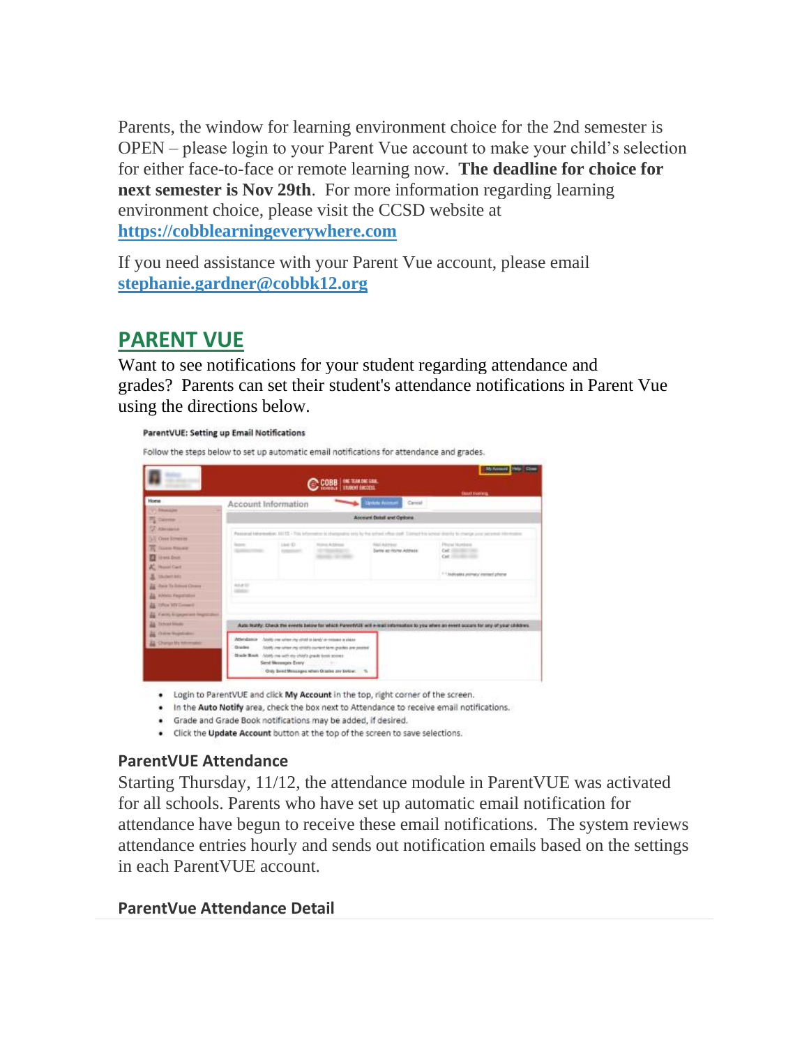Parents, the window for learning environment choice for the 2nd semester is OPEN – please login to your Parent Vue account to make your child's selection for either face-to-face or remote learning now. **The deadline for choice for next semester is Nov 29th**. For more information regarding learning environment choice, please visit the CCSD website at **https://cobblearningeverywhere.com**

If you need assistance with your Parent Vue account, please email **stephanie.gardner@cobbk12.org**

## PARENT VUE

Want to see notifications for your student regarding attendance and grades? Parents can set their student's attendance notifications in Parent Vue using the directions below.

**ParentVUE: Setting up Email Notifications**

Follow the steps below to set up automatic email notifications for attendance and grades.

- Login to ParentVUE and click **My Account** in the top, right corner of the screen.
- In the **Auto Notify** area, check the box next to Attendance to receive email notifications.
- Grade and Grade Book notifications may be added, if desired.
- Click the **Update Account** button at the top of the screen to save selections.

### ParentVUE Attendance

Starting Thursday, 11/12, the attendance module in ParentVUE was activated for all schools. Parents who have set up automatic email notification for attendance have begun to receive these email notifications. The system reviews attendance entries hourly and sends out notification emails based on the settings in each ParentVUE account.

### ParentVue Attendance Detail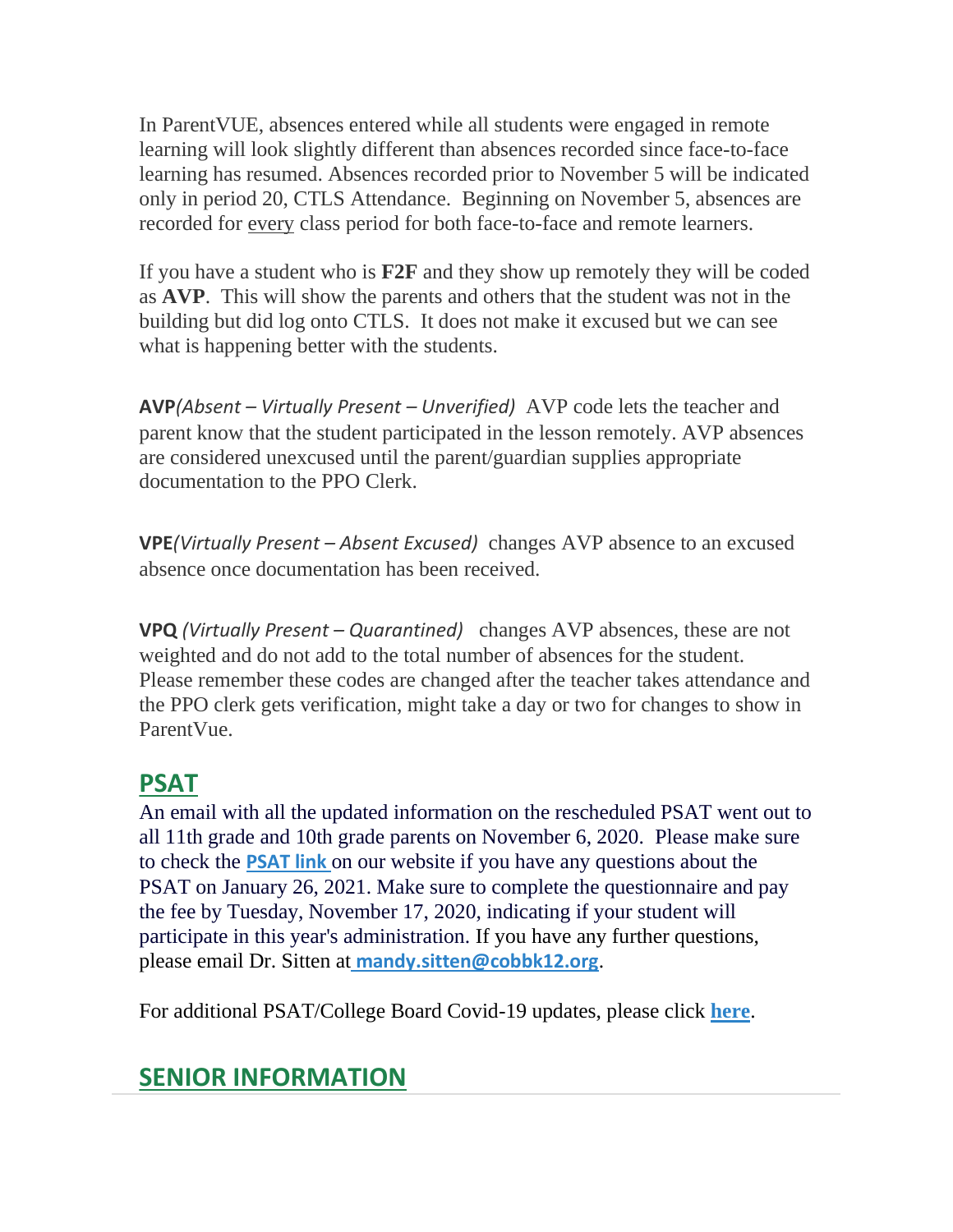In ParentVUE, absences entered while all students were engaged in remote learning will look slightly different than absences recorded since face-to-face learning has resumed. Absences recorded prior to November 5 will be indicated only in period 20, CTLS Attendance.  Beginning on November 5, absences are recorded for <u>every</u> class period for both face-to-face and remote learners.

If you have a student who is **F2F** and they show up remotely they will be coded as **AVP**.  This will show the parents and others that the student was not in the building but did log onto CTLS.  It does not make it excused but we can see what is happening better with the students.

**AVP** *(Absent – Virtually Present – Unverified)*  AVP code lets the teacher and parent know that the student participated in the lesson remotely. AVP absences are considered unexcused until the parent/guardian supplies appropriate documentation to the PPO Clerk.

**VPE** *(Virtually Present – Absent Excused)*  changes AVP absence to an excused absence once documentation has been received.

**VPQ** *(Virtually Present – Quarantined)*  changes AVP absences, these are not weighted and do not add to the total number of absences for the student. Please remember these codes are changed after the teacher takes attendance and the PPO clerk gets verification, might take a day or two for changes to show in ParentVue.

## PSAT

An email with all the updated information on the rescheduled PSAT went out to all 11th grade and 10th grade parents on November 6, 2020.  Please make sure to check the **PSAT link** on our website if you have any questions about the PSAT on January 26, 2021. Make sure to complete the questionnaire and pay the fee by Tuesday, November 17, 2020, indicating if your student will participate in this year's administration. If you have any further questions, please email Dr. Sitten at **mandy.sitten@cobbk12.org**.

For additional PSAT/College Board Covid-19 updates, please click **here**.

## SENIOR INFORMATION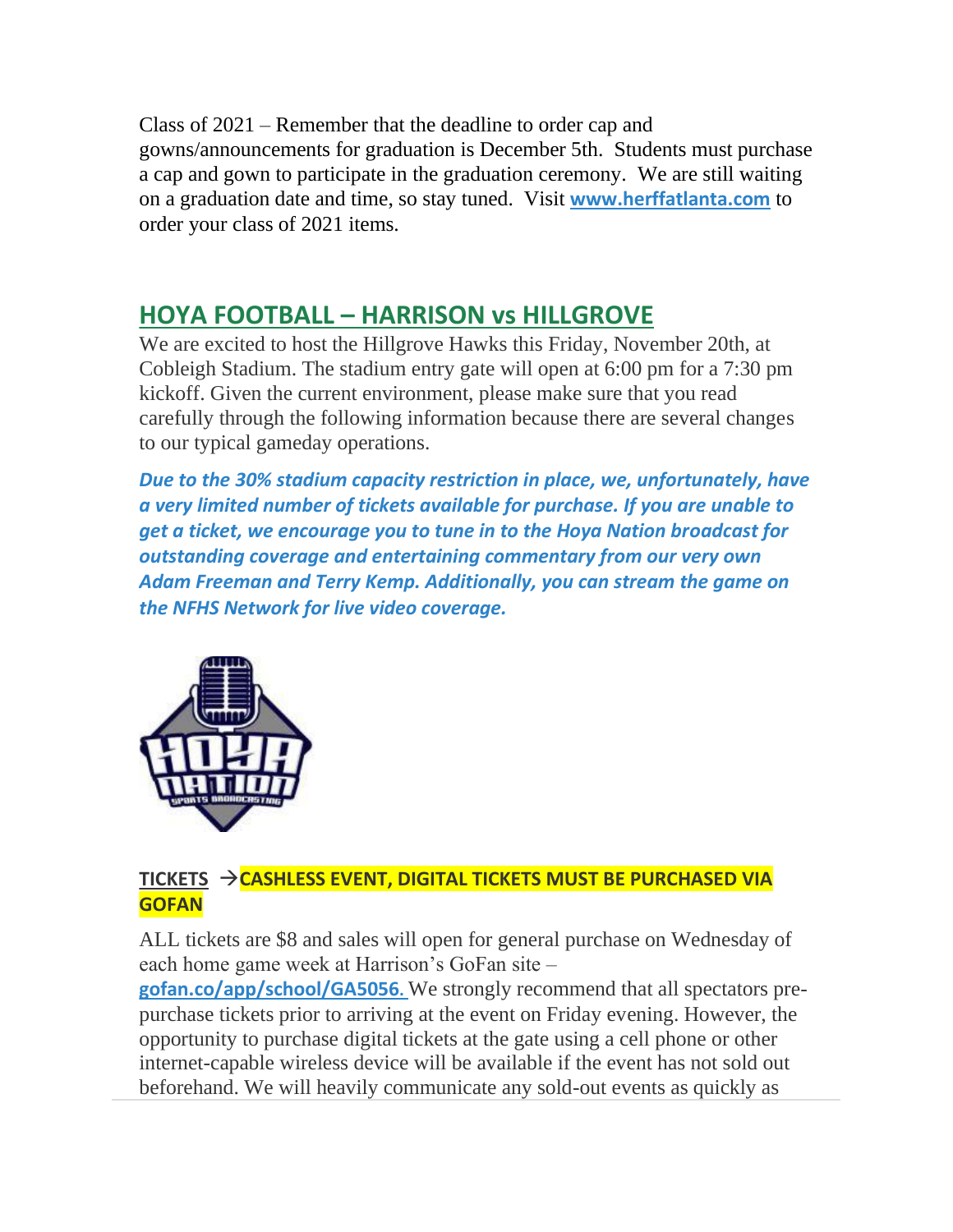Class of 2021 – Remember that the deadline to order cap and gowns/announcements for graduation is December 5th. Students must purchase a cap and gown to participate in the graduation ceremony. We are still waiting on a graduation date and time, so stay tuned. Visit **www.herffatlanta.com** to order your class of 2021 items.

## HOYA FOOTBALL – HARRISON vs HILLGROVE

We are excited to host the Hillgrove Hawks this Friday, November 20th, at Cobleigh Stadium. The stadium entry gate will open at 6:00 pm for a 7:30 pm kickoff. Given the current environment, please make sure that you read carefully through the following information because there are several changes to our typical gameday operations.

***Due to the 30% stadium capacity restriction in place, we, unfortunately, have a very limited number of tickets available for purchase. If you are unable to get a ticket, we encourage you to tune in to the Hoya Nation broadcast for outstanding coverage and entertaining commentary from our very own Adam Freeman and Terry Kemp. Additionally, you can stream the game on the NFHS Network for live video coverage.***

### TICKETS → CASHLESS EVENT, DIGITAL TICKETS MUST BE PURCHASED VIA GOFAN

ALL tickets are $8 and sales will open for general purchase on Wednesday of each home game week at Harrison's GoFan site – **gofan.co/app/school/GA5056.** We strongly recommend that all spectators pre-purchase tickets prior to arriving at the event on Friday evening. However, the opportunity to purchase digital tickets at the gate using a cell phone or other internet-capable wireless device will be available if the event has not sold out beforehand. We will heavily communicate any sold-out events as quickly as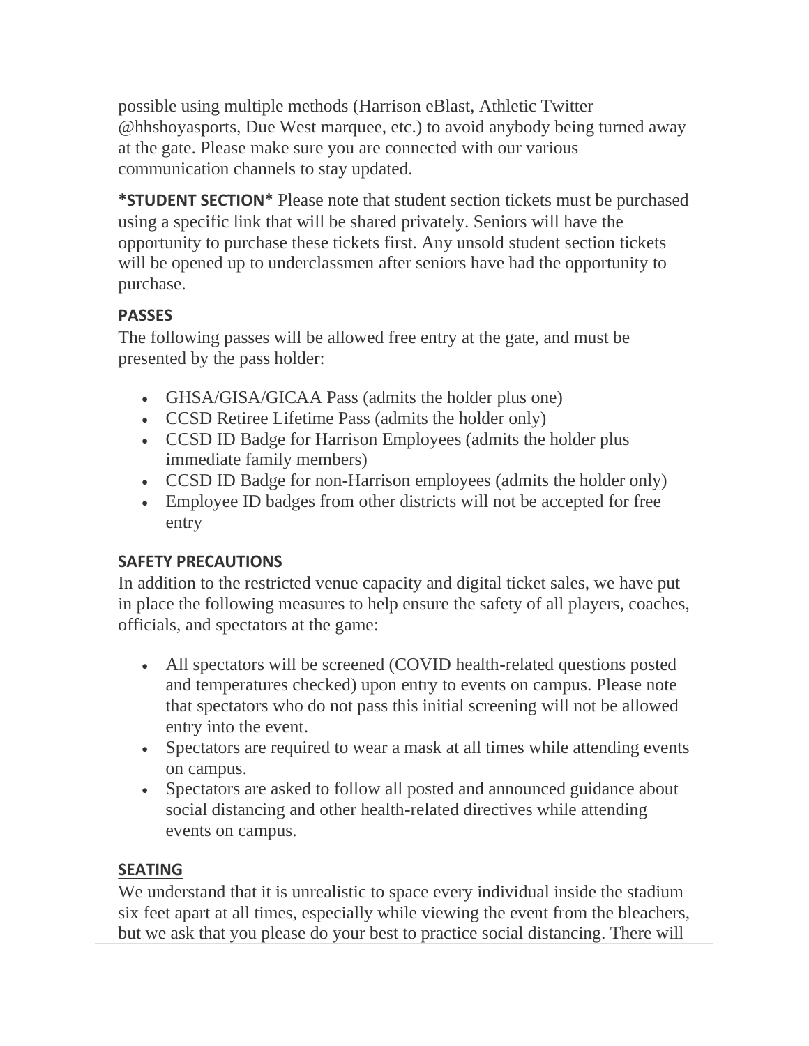possible using multiple methods (Harrison eBlast, Athletic Twitter @hhshoyasports, Due West marquee, etc.) to avoid anybody being turned away at the gate. Please make sure you are connected with our various communication channels to stay updated.

**\*STUDENT SECTION\*** Please note that student section tickets must be purchased using a specific link that will be shared privately. Seniors will have the opportunity to purchase these tickets first. Any unsold student section tickets will be opened up to underclassmen after seniors have had the opportunity to purchase.

**PASSES**

The following passes will be allowed free entry at the gate, and must be presented by the pass holder:

- GHSA/GISA/GICAA Pass (admits the holder plus one)
- CCSD Retiree Lifetime Pass (admits the holder only)
- CCSD ID Badge for Harrison Employees (admits the holder plus immediate family members)
- CCSD ID Badge for non-Harrison employees (admits the holder only)
- Employee ID badges from other districts will not be accepted for free entry

**SAFETY PRECAUTIONS**

In addition to the restricted venue capacity and digital ticket sales, we have put in place the following measures to help ensure the safety of all players, coaches, officials, and spectators at the game:

- All spectators will be screened (COVID health-related questions posted and temperatures checked) upon entry to events on campus. Please note that spectators who do not pass this initial screening will not be allowed entry into the event.
- Spectators are required to wear a mask at all times while attending events on campus.
- Spectators are asked to follow all posted and announced guidance about social distancing and other health-related directives while attending events on campus.

**SEATING**

We understand that it is unrealistic to space every individual inside the stadium six feet apart at all times, especially while viewing the event from the bleachers, but we ask that you please do your best to practice social distancing. There will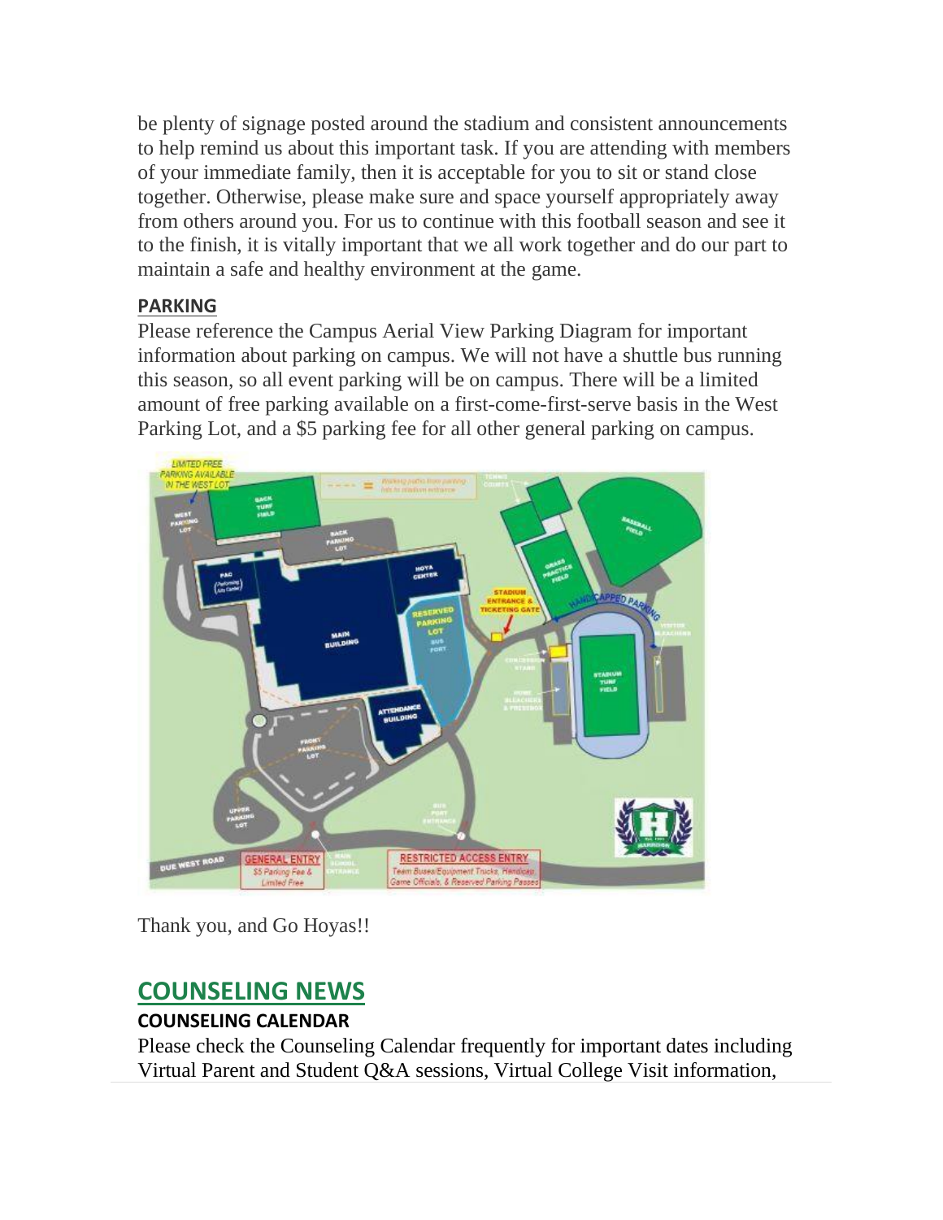be plenty of signage posted around the stadium and consistent announcements to help remind us about this important task. If you are attending with members of your immediate family, then it is acceptable for you to sit or stand close together. Otherwise, please make sure and space yourself appropriately away from others around you. For us to continue with this football season and see it to the finish, it is vitally important that we all work together and do our part to maintain a safe and healthy environment at the game.

**PARKING**

Please reference the Campus Aerial View Parking Diagram for important information about parking on campus. We will not have a shuttle bus running this season, so all event parking will be on campus. There will be a limited amount of free parking available on a first-come-first-serve basis in the West Parking Lot, and a $5 parking fee for all other general parking on campus.

Thank you, and Go Hoyas!!

## COUNSELING NEWS

**COUNSELING CALENDAR**

Please check the Counseling Calendar frequently for important dates including Virtual Parent and Student Q&A sessions, Virtual College Visit information,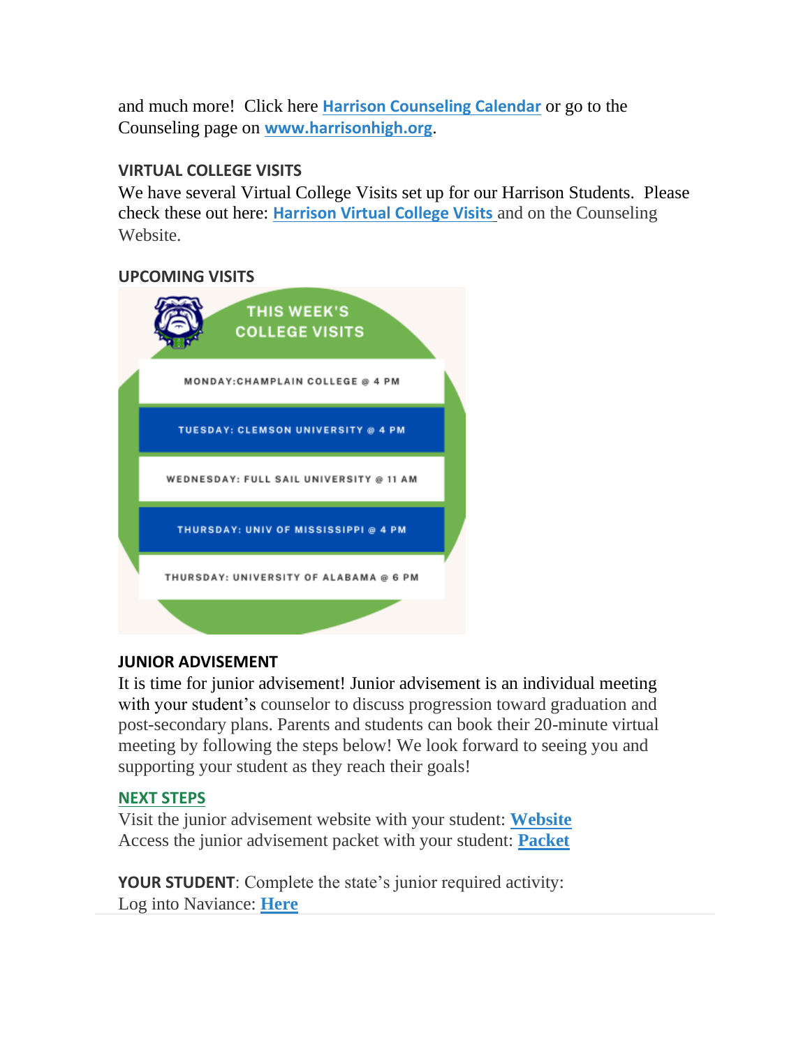and much more! Click here **Harrison Counseling Calendar** or go to the Counseling page on **www.harrisonhigh.org**.

### VIRTUAL COLLEGE VISITS

We have several Virtual College Visits set up for our Harrison Students. Please check these out here: **Harrison Virtual College Visits** and on the Counseling Website.

### UPCOMING VISITS

THIS WEEK'S COLLEGE VISITS

- MONDAY: CHAMPLAIN COLLEGE @ 4 PM
- TUESDAY: CLEMSON UNIVERSITY @ 4 PM
- WEDNESDAY: FULL SAIL UNIVERSITY @ 11 AM
- THURSDAY: UNIV OF MISSISSIPPI @ 4 PM
- THURSDAY: UNIVERSITY OF ALABAMA @ 6 PM

### JUNIOR ADVISEMENT

It is time for junior advisement! Junior advisement is an individual meeting with your student's counselor to discuss progression toward graduation and post-secondary plans. Parents and students can book their 20-minute virtual meeting by following the steps below! We look forward to seeing you and supporting your student as they reach their goals!

### NEXT STEPS

Visit the junior advisement website with your student: **Website**
Access the junior advisement packet with your student: **Packet**

**YOUR STUDENT**: Complete the state's junior required activity:
Log into Naviance: **Here**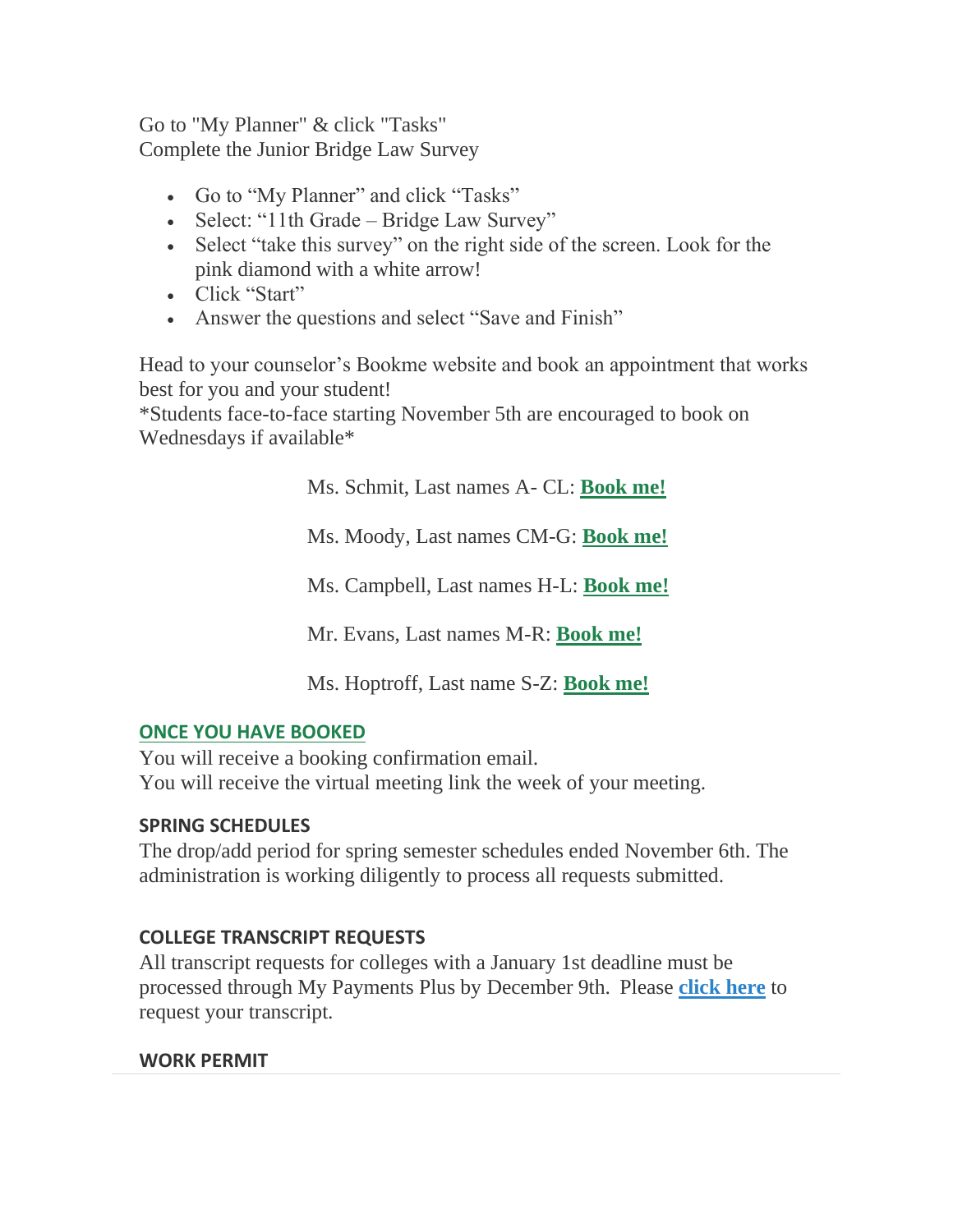Go to "My Planner" & click "Tasks"
Complete the Junior Bridge Law Survey

- Go to “My Planner” and click “Tasks”
- Select: “11th Grade – Bridge Law Survey”
- Select “take this survey” on the right side of the screen. Look for the pink diamond with a white arrow!
- Click “Start”
- Answer the questions and select “Save and Finish”

Head to your counselor’s Bookme website and book an appointment that works best for you and your student!
*Students face-to-face starting November 5th are encouraged to book on Wednesdays if available*

Ms. Schmit, Last names A- CL: **Book me!**

Ms. Moody, Last names CM-G: **Book me!**

Ms. Campbell, Last names H-L: **Book me!**

Mr. Evans, Last names M-R: **Book me!**

Ms. Hoptroff, Last name S-Z: **Book me!**

**ONCE YOU HAVE BOOKED**
You will receive a booking confirmation email.
You will receive the virtual meeting link the week of your meeting.

**SPRING SCHEDULES**
The drop/add period for spring semester schedules ended November 6th. The administration is working diligently to process all requests submitted.

**COLLEGE TRANSCRIPT REQUESTS**
All transcript requests for colleges with a January 1st deadline must be processed through My Payments Plus by December 9th. Please **click here** to request your transcript.

**WORK PERMIT**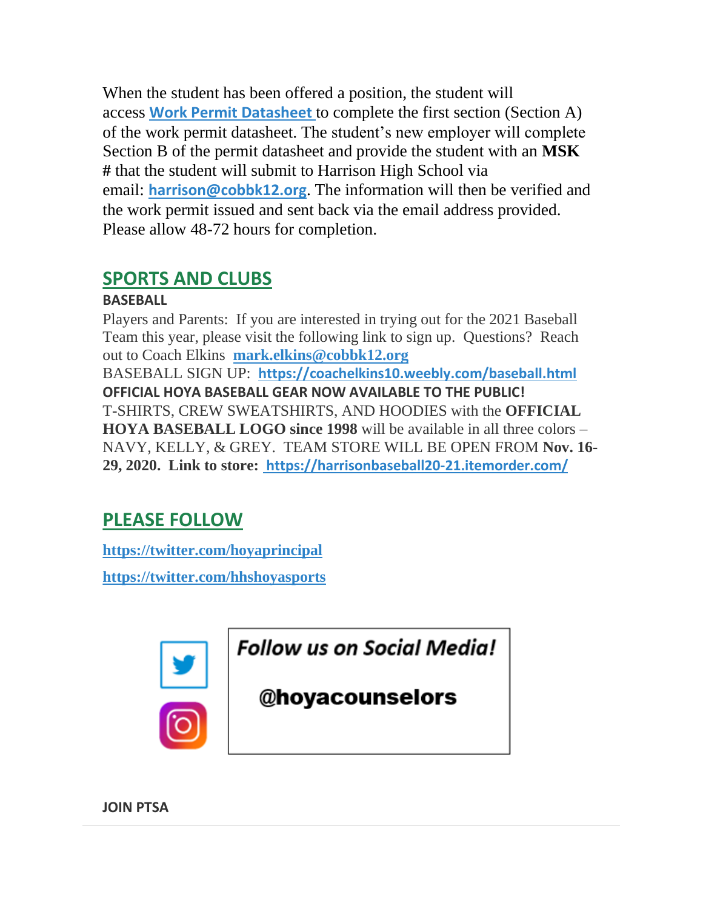When the student has been offered a position, the student will access **Work Permit Datasheet** to complete the first section (Section A) of the work permit datasheet. The student's new employer will complete Section B of the permit datasheet and provide the student with an **MSK #** that the student will submit to Harrison High School via email: **harrison@cobbk12.org**. The information will then be verified and the work permit issued and sent back via the email address provided. Please allow 48-72 hours for completion.

## SPORTS AND CLUBS

**BASEBALL**

Players and Parents: If you are interested in trying out for the 2021 Baseball Team this year, please visit the following link to sign up. Questions? Reach out to Coach Elkins **mark.elkins@cobbk12.org**

BASEBALL SIGN UP: **https://coachelkins10.weebly.com/baseball.html**

**OFFICIAL HOYA BASEBALL GEAR NOW AVAILABLE TO THE PUBLIC!**

T-SHIRTS, CREW SWEATSHIRTS, AND HOODIES with the **OFFICIAL HOYA BASEBALL LOGO since 1998** will be available in all three colors – NAVY, KELLY, & GREY. TEAM STORE WILL BE OPEN FROM **Nov. 16-29, 2020. Link to store:** **https://harrisonbaseball20-21.itemorder.com/**

## PLEASE FOLLOW

**https://twitter.com/hoyaprincipal**

**https://twitter.com/hhshoyasports**

***Follow us on Social Media!***

**@hoyacounselors**

**JOIN PTSA**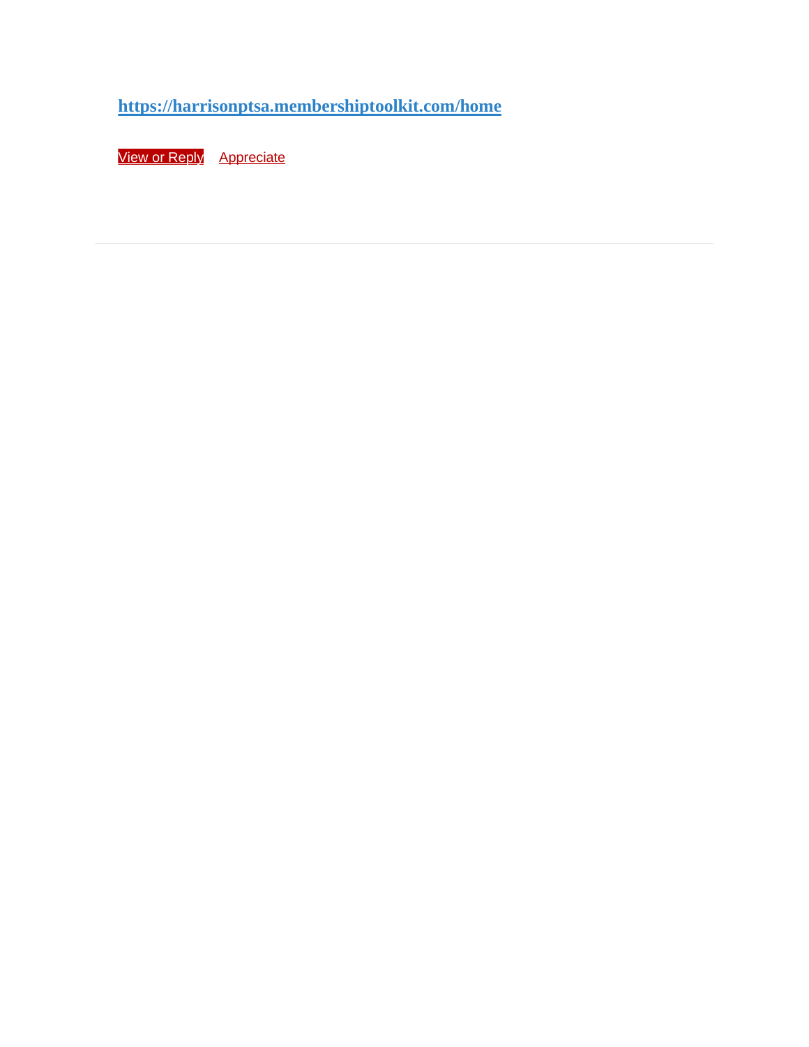**https://harrisonptsa.membershiptoolkit.com/home**

View or Reply    Appreciate

---